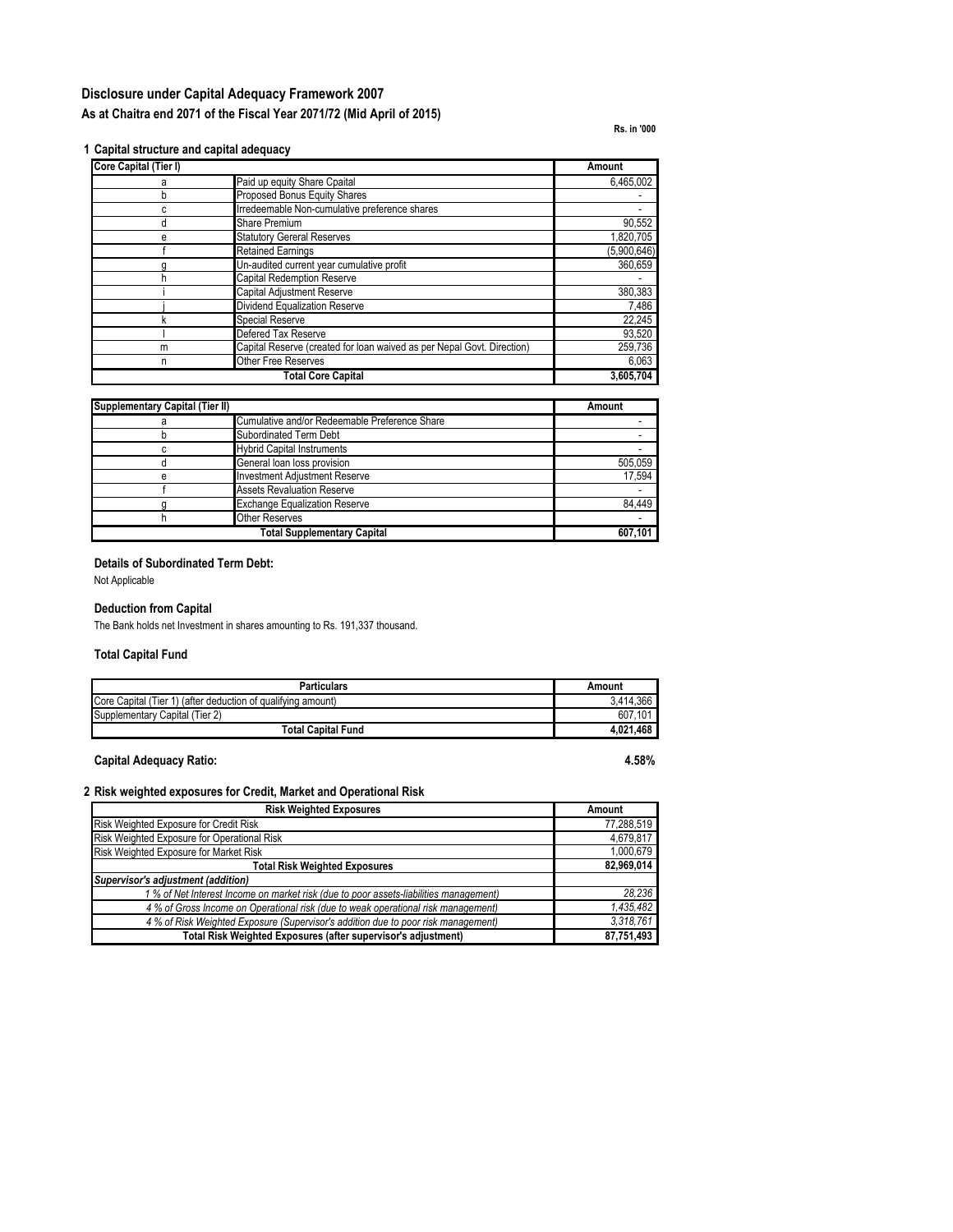# Disclosure under Capital Adequacy Framework 2007

## As at Chaitra end 2071 of the Fiscal Year 2071/72 (Mid April of 2015)

Rs. in '000

### 1 Capital structure and capital adequacy

| Core Capital (Tier I) | | Amount |
|---|---|---|
| a | Paid up equity Share Cpaital | 6,465,002 |
| b | Proposed Bonus Equity Shares | - |
| c | Irredeemable Non-cumulative preference shares | - |
| d | Share Premium | 90,552 |
| e | Statutory Gereral Reserves | 1,820,705 |
| f | Retained Earnings | (5,900,646) |
| g | Un-audited current year cumulative profit | 360,659 |
| h | Capital Redemption Reserve | - |
| i | Capital Adjustment Reserve | 380,383 |
| j | Dividend Equalization Reserve | 7,486 |
| k | Special Reserve | 22,245 |
| l | Defered Tax Reserve | 93,520 |
| m | Capital Reserve (created for loan waived as per Nepal Govt. Direction) | 259,736 |
| n | Other Free Reserves | 6,063 |
| | **Total Core Capital** | **3,605,704** |

| Supplementary Capital (Tier II) | | Amount |
|---|---|---|
| a | Cumulative and/or Redeemable Preference Share | - |
| b | Subordinated Term Debt | - |
| c | Hybrid Capital Instruments | - |
| d | General loan loss provision | 505,059 |
| e | Investment Adjustment Reserve | 17,594 |
| f | Assets Revaluation Reserve | - |
| g | Exchange Equalization Reserve | 84,449 |
| h | Other Reserves | - |
| | **Total Supplementary Capital** | **607,101** |

**Details of Subordinated Term Debt:**

Not Applicable

**Deduction from Capital**

The Bank holds net Investment in shares amounting to Rs. 191,337 thousand.

**Total Capital Fund**

| Particulars | Amount |
|---|---|
| Core Capital (Tier 1) (after deduction of qualifying amount) | 3,414,366 |
| Supplementary Capital (Tier 2) | 607,101 |
| **Total Capital Fund** | **4,021,468** |

**Capital Adequacy Ratio: 4.58%**

### 2 Risk weighted exposures for Credit, Market and Operational Risk

| Risk Weighted Exposures | Amount |
|---|---|
| Risk Weighted Exposure for Credit Risk | 77,288,519 |
| Risk Weighted Exposure for Operational Risk | 4,679,817 |
| Risk Weighted Exposure for Market Risk | 1,000,679 |
| **Total Risk Weighted Exposures** | **82,969,014** |
| ***Supervisor's adjustment (addition)*** | |
| *1 % of Net Interest Income on market risk (due to poor assets-liabilities management)* | *28,236* |
| *4 % of Gross Income on Operational risk (due to weak operational risk management)* | *1,435,482* |
| *4 % of Risk Weighted Exposure (Supervisor's addition due to poor risk management)* | *3,318,761* |
| **Total Risk Weighted Exposures (after supervisor's adjustment)** | **87,751,493** |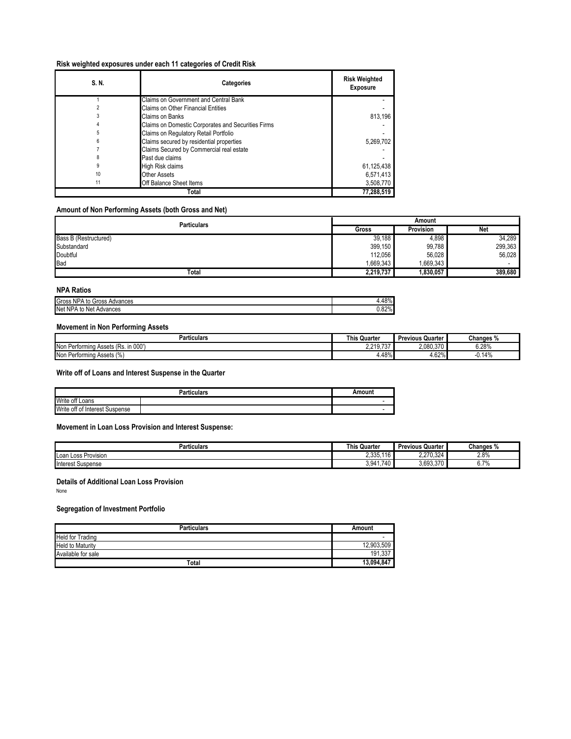### Risk weighted exposures under each 11 categories of Credit Risk

| S. N. | Categories | Risk Weighted Exposure |
|---|---|---|
| 1 | Claims on Government and Central Bank | - |
| 2 | Claims on Other Financial Entities | - |
| 3 | Claims on Banks | 813,196 |
| 4 | Claims on Domestic Corporates and Securities Firms | - |
| 5 | Claims on Regulatory Retail Portfolio | - |
| 6 | Claims secured by residential properties | 5,269,702 |
| 7 | Claims Secured by Commercial real estate | - |
| 8 | Past due claims | - |
| 9 | High Risk claims | 61,125,438 |
| 10 | Other Assets | 6,571,413 |
| 11 | Off Balance Sheet Items | 3,508,770 |
| | Total | 77,288,519 |

### Amount of Non Performing Assets (both Gross and Net)

| Particulars | Amount | | |
|---|---|---|---|
| | Gross | Provision | Net |
| Bass B (Restructured) | 39,188 | 4,898 | 34,289 |
| Substandard | 399,150 | 99,788 | 299,363 |
| Doubtful | 112,056 | 56,028 | 56,028 |
| Bad | 1,669,343 | 1,669,343 | - |
| Total | 2,219,737 | 1,830,057 | 389,680 |

### NPA Ratios

| | |
|---|---|
| Gross NPA to Gross Advances | 4.48% |
| Net NPA to Net Advances | 0.82% |

### Movement in Non Performing Assets

| Particulars | This Quarter | Previous Quarter | Changes % |
|---|---|---|---|
| Non Performing Assets (Rs. in 000') | 2,219,737 | 2,080,370 | 6.28% |
| Non Performing Assets (%) | 4.48% | 4.62% | -0.14% |

### Write off of Loans and Interest Suspense in the Quarter

| Particulars | | Amount |
|---|---|---|
| Write off Loans | | - |
| Write off of Interest Suspense | | - |

### Movement in Loan Loss Provision and Interest Suspense:

| Particulars | This Quarter | Previous Quarter | Changes % |
|---|---|---|---|
| Loan Loss Provision | 2,335,116 | 2,270,324 | 2.8% |
| Interest Suspense | 3,941,740 | 3,693,370 | 6.7% |

### Details of Additional Loan Loss Provision

None

### Segregation of Investment Portfolio

| Particulars | Amount |
|---|---|
| Held for Trading | - |
| Held to Maturity | 12,903,509 |
| Available for sale | 191,337 |
| Total | 13,094,847 |